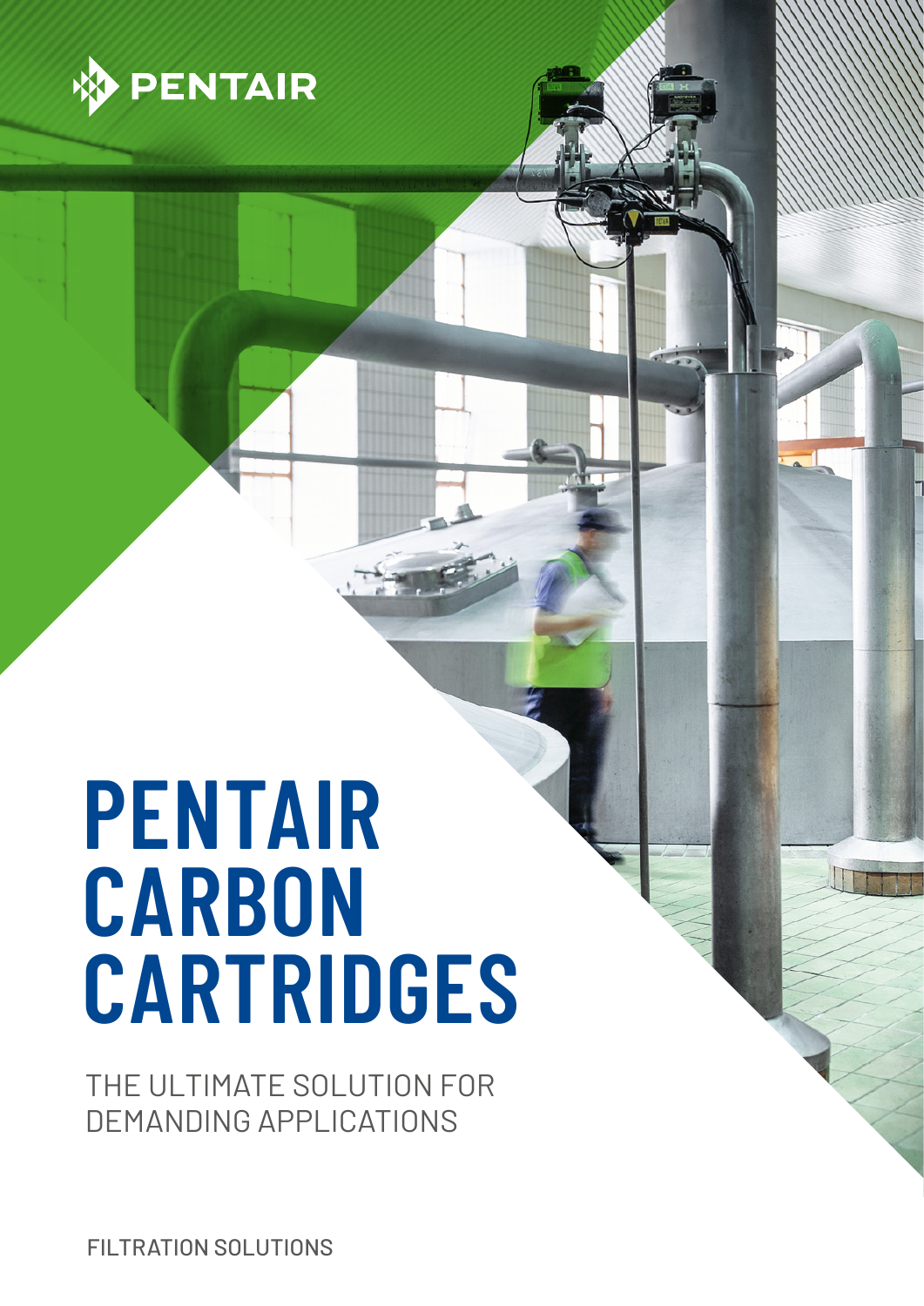PENTAIR

# PENTAIR CARBON CARTRIDGES

THE ULTIMATE SOLUTION FOR DEMANDING APPLICATIONS

FILTRATION SOLUTIONS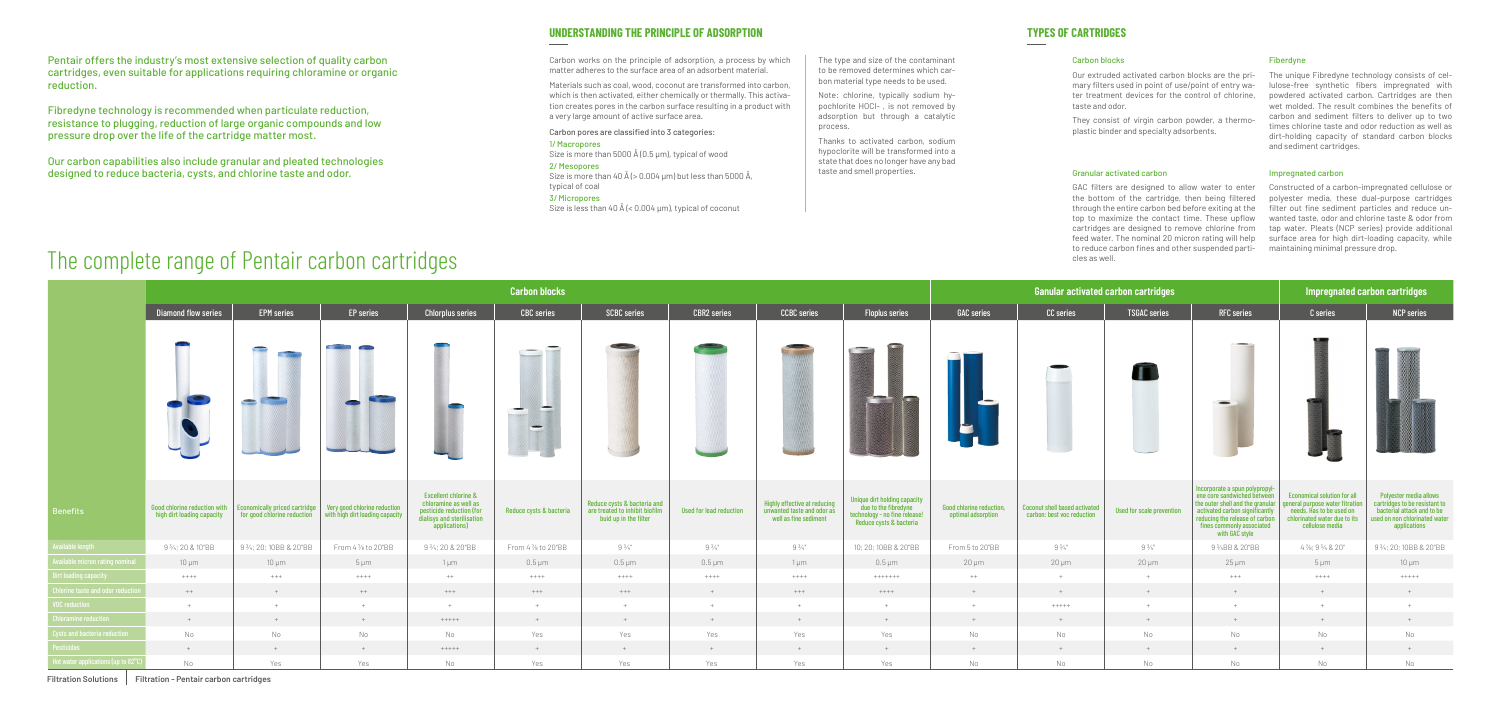Pentair offers the industry's most extensive selection of quality carbon cartridges, even suitable for applications requiring chloramine or organic reduction.

Fibredyne technology is recommended when particulate reduction, resistance to plugging, reduction of large organic compounds and low pressure drop over the life of the cartridge matter most.

Our carbon capabilities also include granular and pleated technologies designed to reduce bacteria, cysts, and chlorine taste and odor.

## UNDERSTANDING THE PRINCIPLE OF ADSORPTION

Carbon works on the principle of adsorption, a process by which matter adheres to the surface area of an adsorbent material.

Materials such as coal, wood, coconut are transformed into carbon, which is then activated, either chemically or thermally. This activation creates pores in the carbon surface resulting in a product with a very large amount of active surface area.

Carbon pores are classified into 3 categories:

1/ Macropores
Size is more than 5000 Å (0.5 µm), typical of wood

2/ Mesopores
Size is more than 40 Å (> 0.004 µm) but less than 5000 Å, typical of coal

3/ Micropores
Size is less than 40 Å (< 0.004 µm), typical of coconut

The type and size of the contaminant to be removed determines which carbon material type needs to be used.

Note: chlorine, typically sodium hypochlorite HOCl- , is not removed by adsorption but through a catalytic process.

Thanks to activated carbon, sodium hypochlorite will be transformed into a state that does no longer have any bad taste and smell properties.

## TYPES OF CARTRIDGES

### Carbon blocks

Our extruded activated carbon blocks are the primary filters used in point of use/point of entry water treatment devices for the control of chlorine, taste and odor.

They consist of virgin carbon powder, a thermoplastic binder and specialty adsorbents.

### Granular activated carbon

GAC filters are designed to allow water to enter the bottom of the cartridge, then being filtered through the entire carbon bed before exiting at the top to maximize the contact time. These upflow cartridges are designed to remove chlorine from feed water. The nominal 20 micron rating will help to reduce carbon fines and other suspended particles as well.

### Fiberdyne

The unique Fibredyne technology consists of cellulose-free synthetic fibers impregnated with powdered activated carbon. Cartridges are then wet molded. The result combines the benefits of carbon and sediment filters to deliver up to two times chlorine taste and odor reduction as well as dirt-holding capacity of standard carbon blocks and sediment cartridges.

### Impregnated carbon

Constructed of a carbon-impregnated cellulose or polyester media, these dual-purpose cartridges filter out fine sediment particles and reduce unwanted taste, odor and chlorine taste & odor from tap water. Pleats (NCP series) provide additional surface area for high dirt-loading capacity, while maintaining minimal pressure drop.

# The complete range of Pentair carbon cartridges

| | Carbon blocks | | | | | | | | | Ganular activated carbon cartridges | | | | Impregnated carbon cartridges | |
|---|---|---|---|---|---|---|---|---|---|---|---|---|---|---|---|
| | Diamond flow series | EPM series | EP series | Chlorplus series | CBC series | SCBC series | CBR2 series | CCBC series | Floplus series | GAC series | CC series | TSGAC series | RFC series | C series | NCP series |
| Benefits | Good chlorine reduction with high dirt loading capacity | Economically priced cartridge for good chlorine reduction | Very good chlorine reduction with high dirt loading capacity | Excellent chlorine & chloramine as well as pesticide reduction (for dialisys and sterilisation applications) | Reduce cysts & bacteria | Reduce cysts & bacteria and are treated to inhibit biofilm build up in the filter | Used for lead reduction | Highly effective at reducing unwanted taste and odor as well as fine sediment | Unique dirt holding capacity due to the fibredyne technology - no fine release! Reduce cysts & bacteria | Good chlorine reduction, optimal adsorption | Coconut shell based activated carbon: best voc reduction | Used for scale prevention | Incorporate a spun polypropylene core sandwiched between the outer shell and the granular activated carbon significantly reducing the release of carbon fines commonly associated with GAC style | Economical solution for all general purpose water filtration needs. Has to be used on chlorinated water due to its cellulose media | Polyester media allows cartridges to be resistant to bacterial attack and to be used on non chlorinated water applications |
| Available length | 9 ¾; 20 & 10"BB | 9 ¾; 20; 10BB & 20"BB | From 4 ⅞ to 20"BB | 9 ¾; 20 & 20"BB | From 4 ⅞ to 20"BB | 9 ¾" | 9 ¾" | 9 ¾" | 10; 20; 10BB & 20"BB | From 5 to 20"BB | 9 ¾" | 9 ¾" | 9 ¾BB & 20"BB | 4 ⅞; 9 ¾ & 20" | 9 ¾; 20; 10BB & 20"BB |
| Available micron rating nominal | 10 µm | 10 µm | 5 µm | 1 µm | 0.5 µm | 0.5 µm | 0.5 µm | 1 µm | 0.5 µm | 20 µm | 20 µm | 20 µm | 25 µm | 5 µm | 10 µm |
| Dirt loading capacity | ++++ | +++ | ++++ | ++ | ++++ | ++++ | ++++ | ++++ | +++++++ | ++ | + | + | +++ | ++++ | +++++ |
| Chlorine taste and odor reduction | ++ | + | ++ | +++ | +++ | +++ | + | +++ | ++++ | + | + | + | + | + | + |
| VOC reduction | + | + | + | + | + | + | + | + | + | + | +++++ | + | + | + | + |
| Chloramine reduction | + | + | + | +++++ | + | + | + | + | + | + | + | + | + | + | + |
| Cysts and bacteria reduction | No | No | No | No | Yes | Yes | Yes | Yes | Yes | No | No | No | No | No | No |
| Pesticides | + | + | + | +++++ | + | + | + | + | + | + | + | + | + | + | + |
| Hot water applications (up to 82°C) | No | Yes | Yes | No | Yes | Yes | Yes | Yes | Yes | No | No | No | No | No | No |

Filtration Solutions | Filtration - Pentair carbon cartridges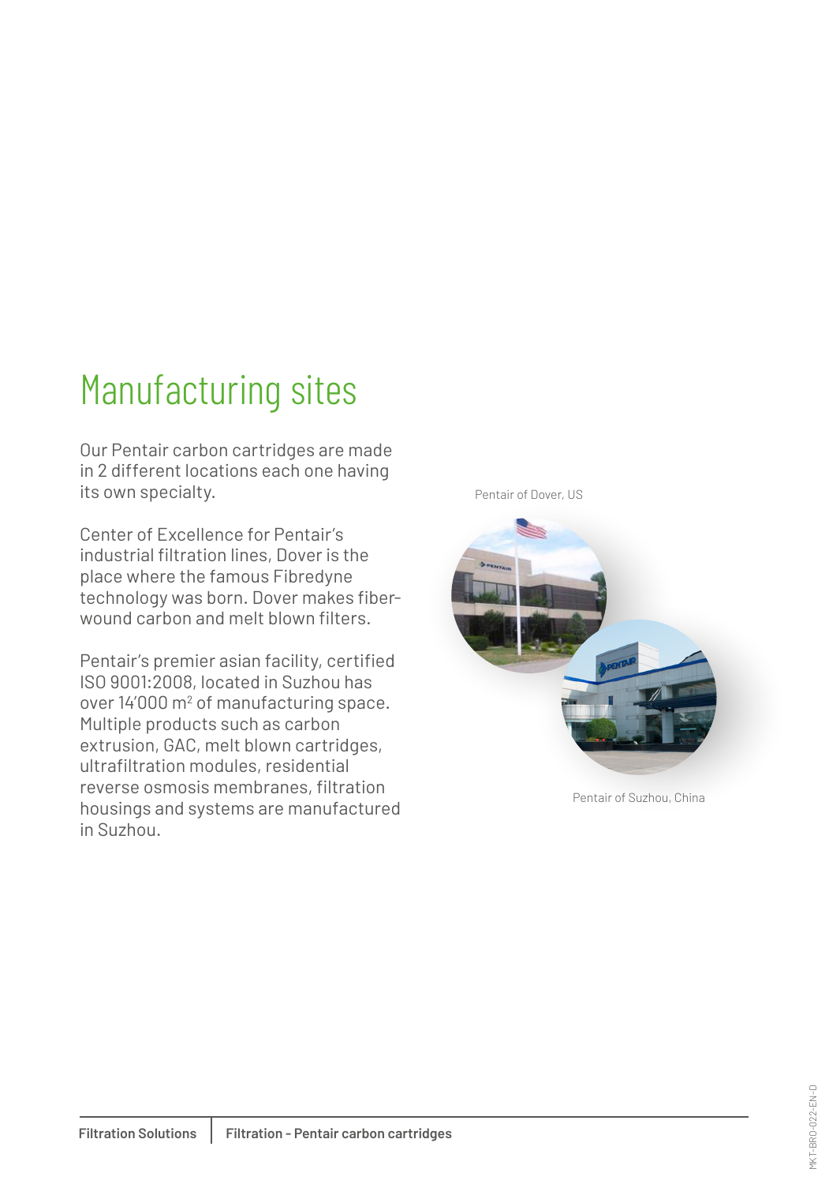# Manufacturing sites

Our Pentair carbon cartridges are made in 2 different locations each one having its own specialty.

Center of Excellence for Pentair's industrial filtration lines, Dover is the place where the famous Fibredyne technology was born. Dover makes fiber-wound carbon and melt blown filters.

Pentair's premier asian facility, certified ISO 9001:2008, located in Suzhou has over 14'000 m$^2$ of manufacturing space. Multiple products such as carbon extrusion, GAC, melt blown cartridges, ultrafiltration modules, residential reverse osmosis membranes, filtration housings and systems are manufactured in Suzhou.

Pentair of Dover, US

Pentair of Suzhou, China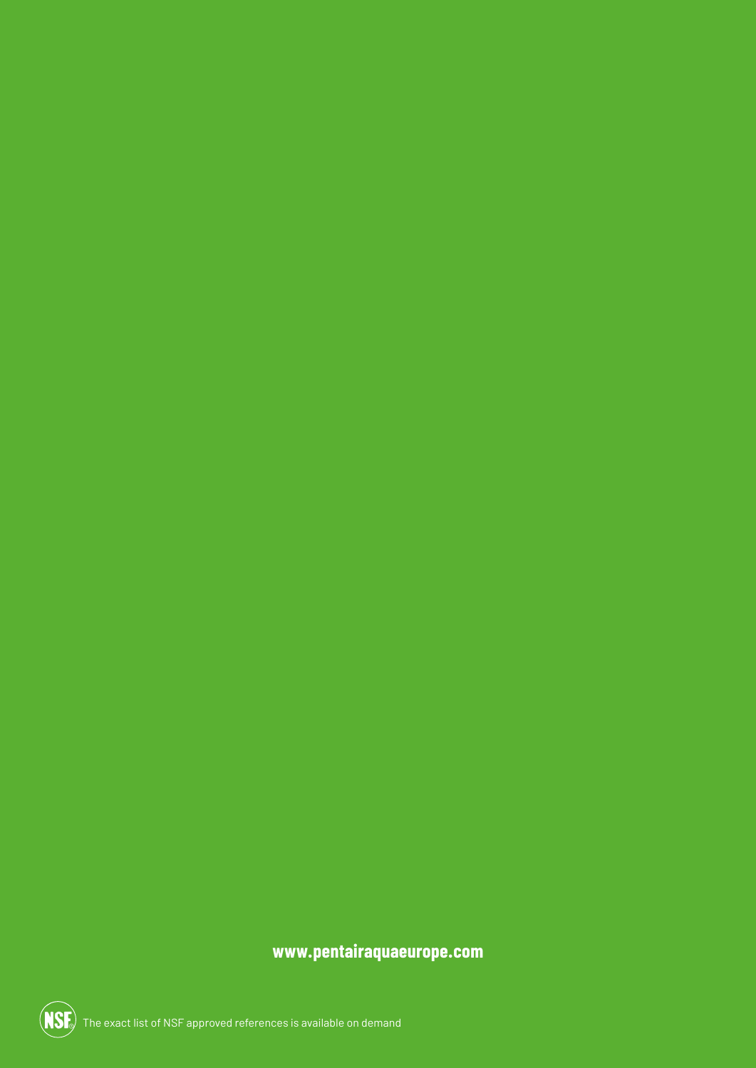**www.pentairaquaeurope.com**

NSF The exact list of NSF approved references is available on demand